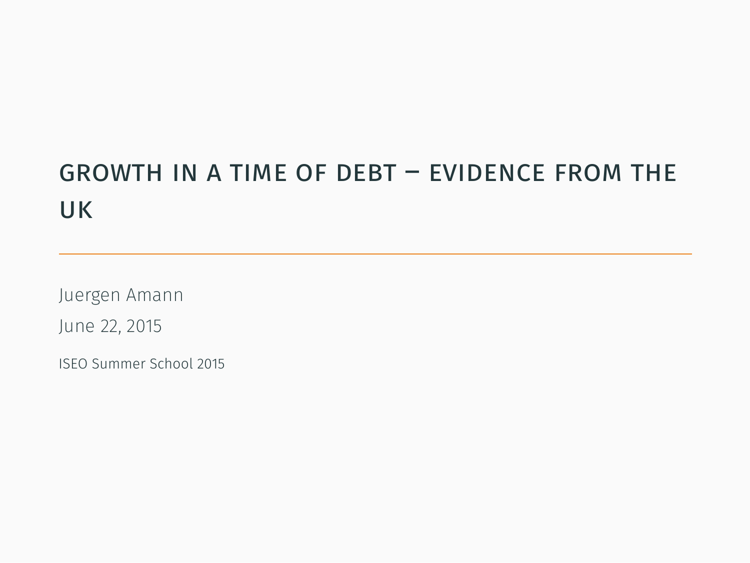# GROWTH IN A TIME OF DEBT – EVIDENCE FROM THE UK

Juergen Amann

June 22, 2015

ISEO Summer School 2015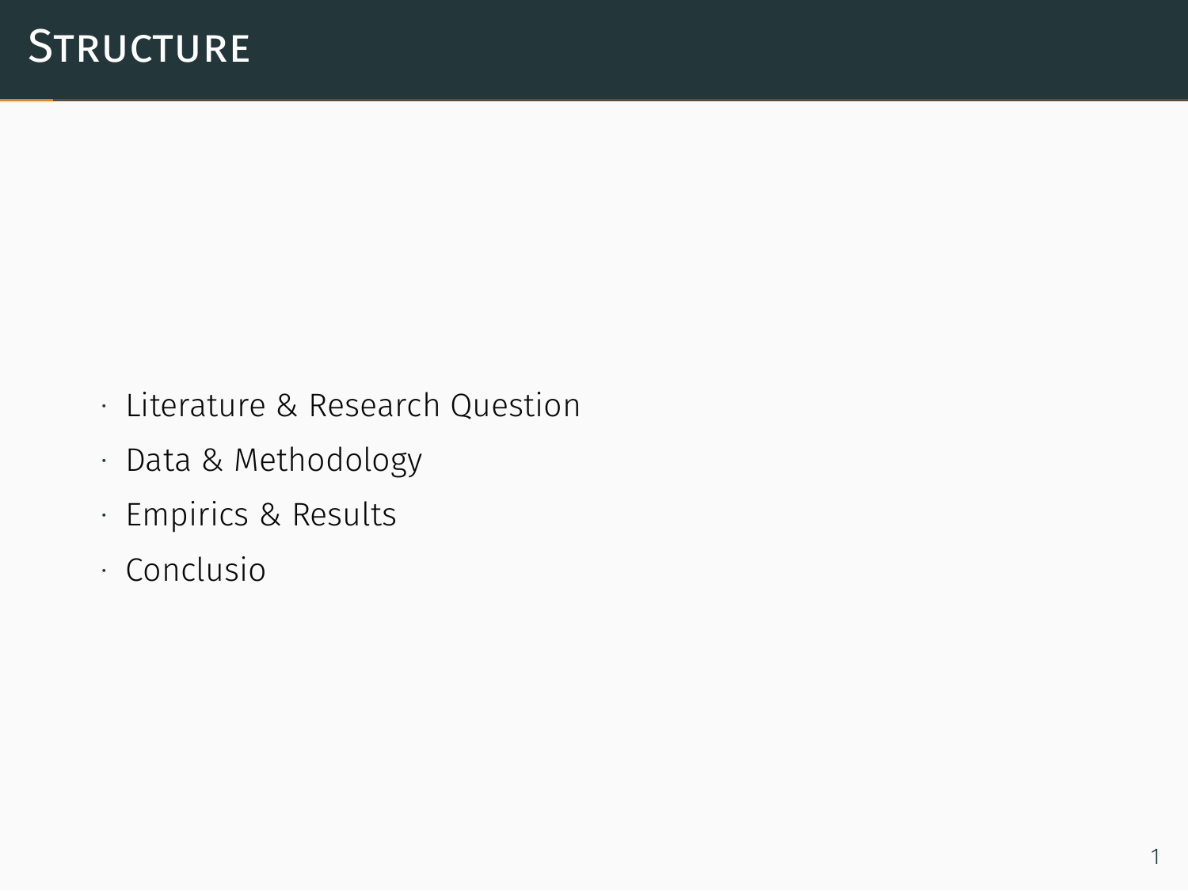# Structure

- Literature & Research Question
- Data & Methodology
- Empirics & Results
- Conclusio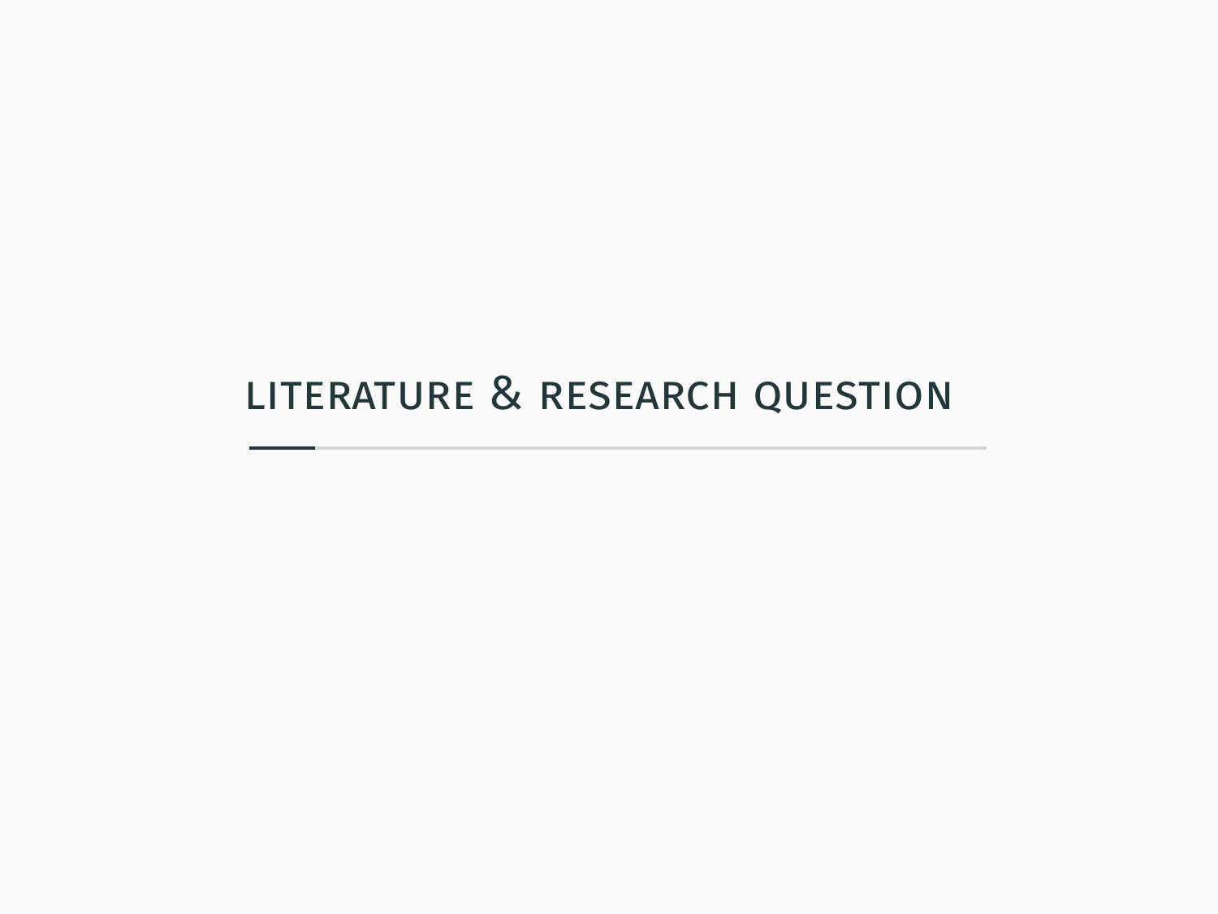# Literature & Research Question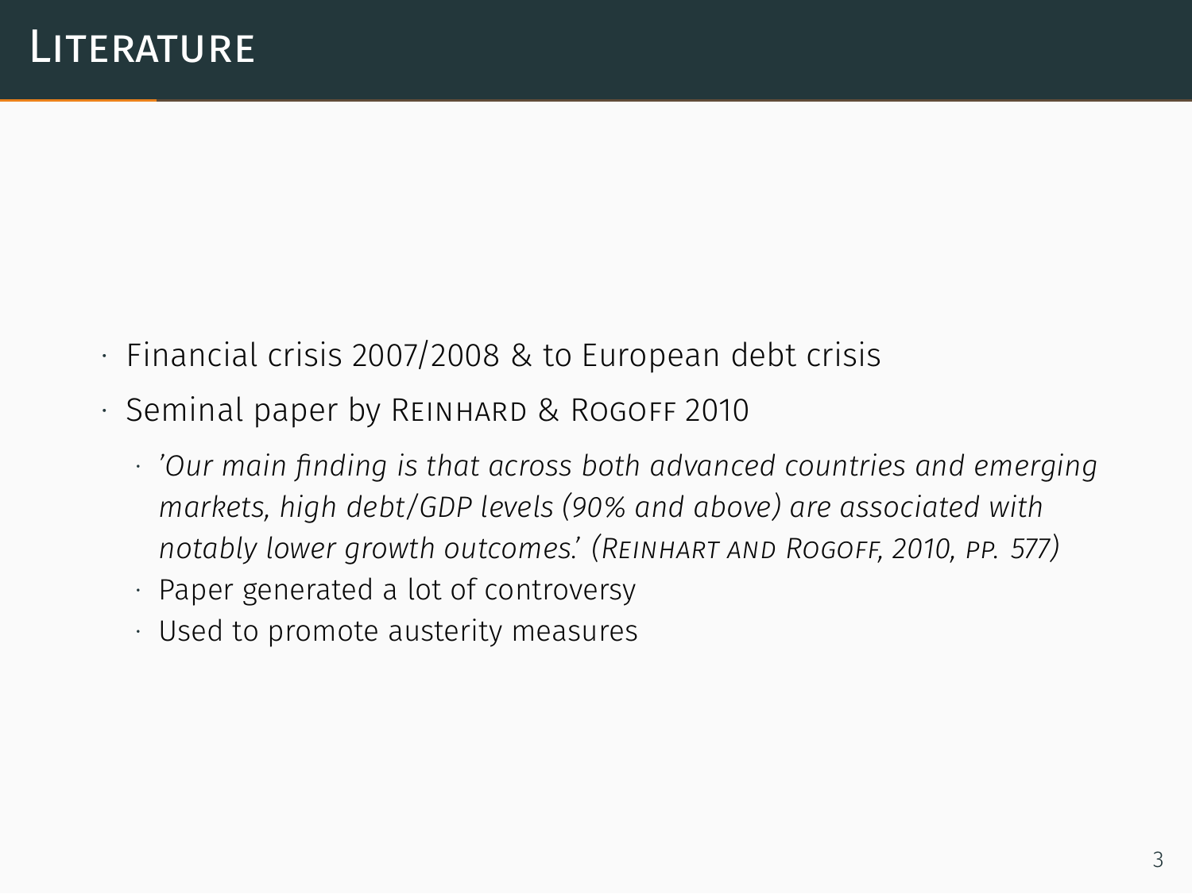# Literature

- Financial crisis 2007/2008 & to European debt crisis
- Seminal paper by Reinhard & Rogoff 2010
  - *'Our main finding is that across both advanced countries and emerging markets, high debt/GDP levels (90% and above) are associated with notably lower growth outcomes.' (Reinhart and Rogoff, 2010, pp. 577)*
  - Paper generated a lot of controversy
  - Used to promote austerity measures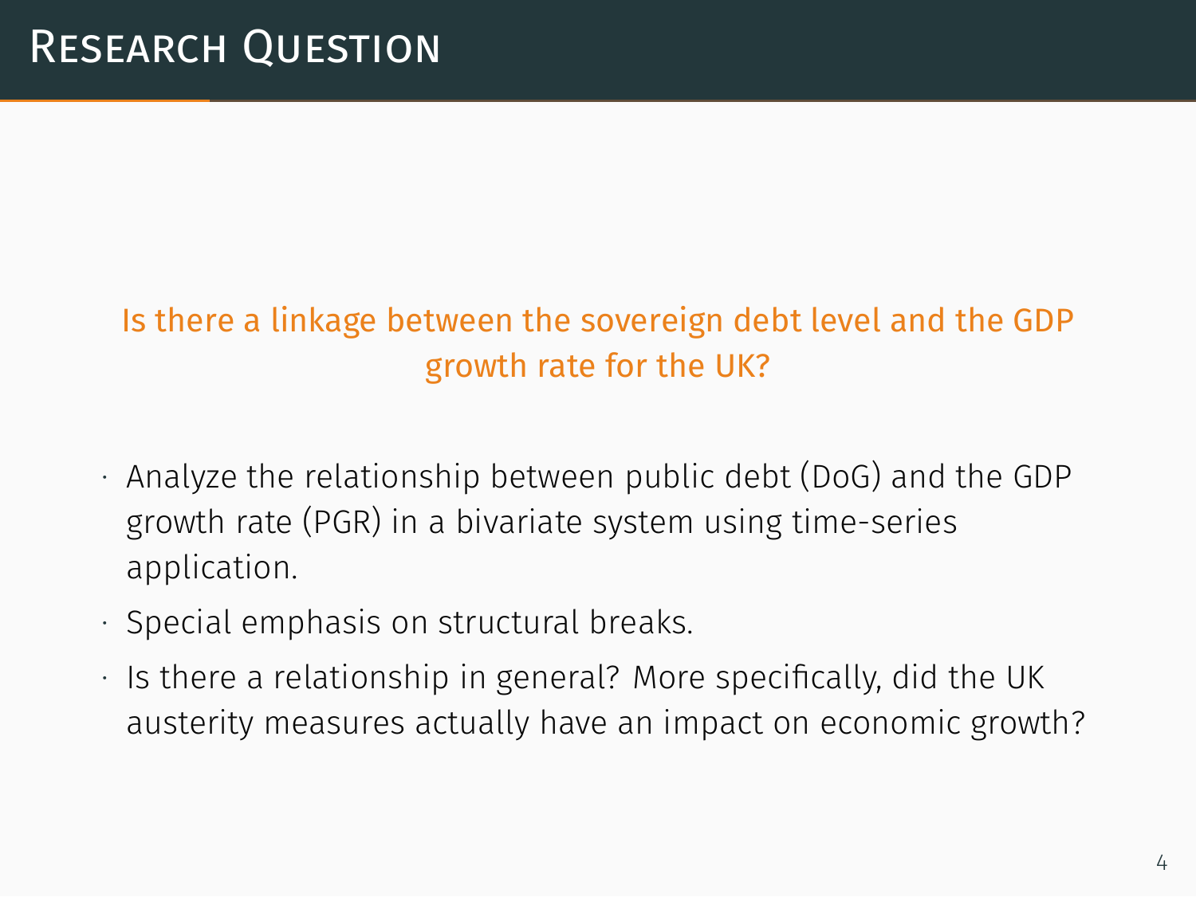# Research Question

Is there a linkage between the sovereign debt level and the GDP growth rate for the UK?

- Analyze the relationship between public debt (DoG) and the GDP growth rate (PGR) in a bivariate system using time-series application.
- Special emphasis on structural breaks.
- Is there a relationship in general? More specifically, did the UK austerity measures actually have an impact on economic growth?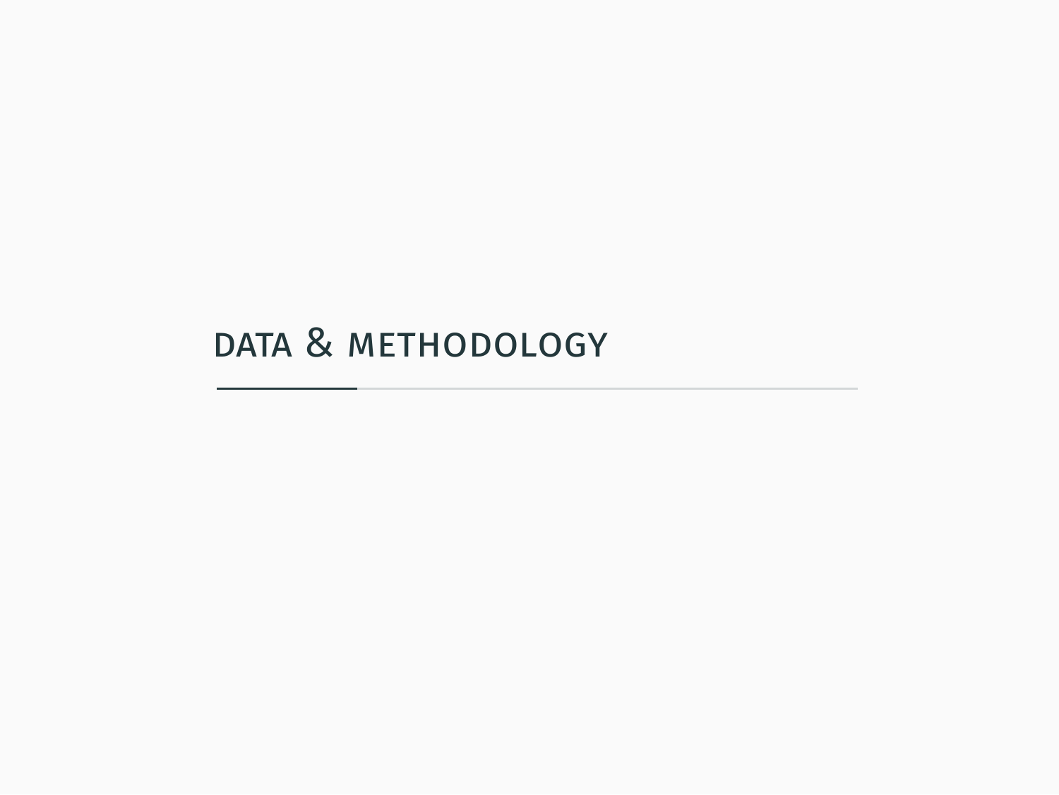# Data & Methodology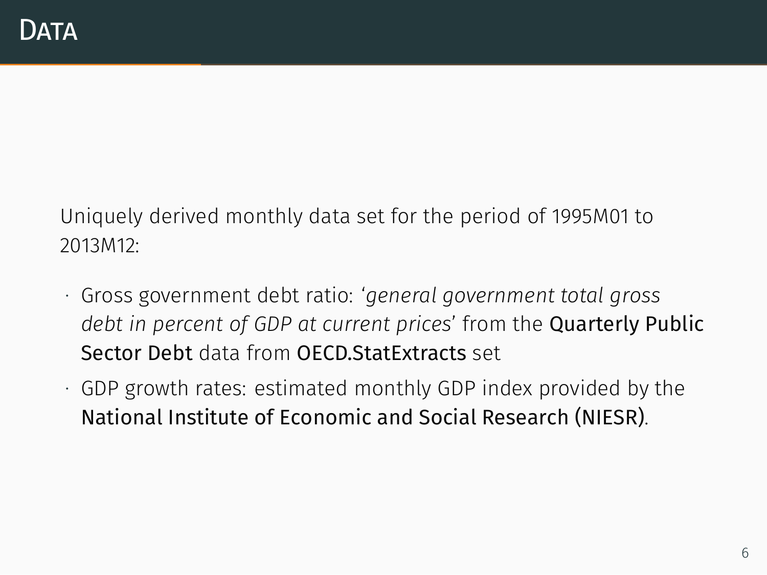# Data

Uniquely derived monthly data set for the period of 1995M01 to 2013M12:

- Gross government debt ratio: '*general government total gross debt in percent of GDP at current prices*' from the **Quarterly Public Sector Debt** data from **OECD.StatExtracts** set
- GDP growth rates: estimated monthly GDP index provided by the **National Institute of Economic and Social Research (NIESR)**.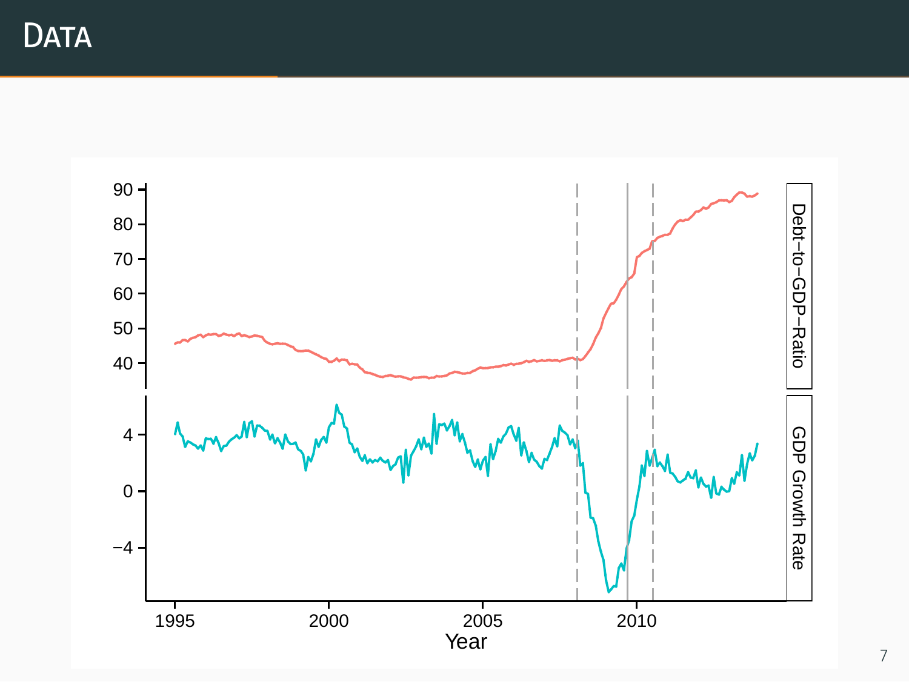# Data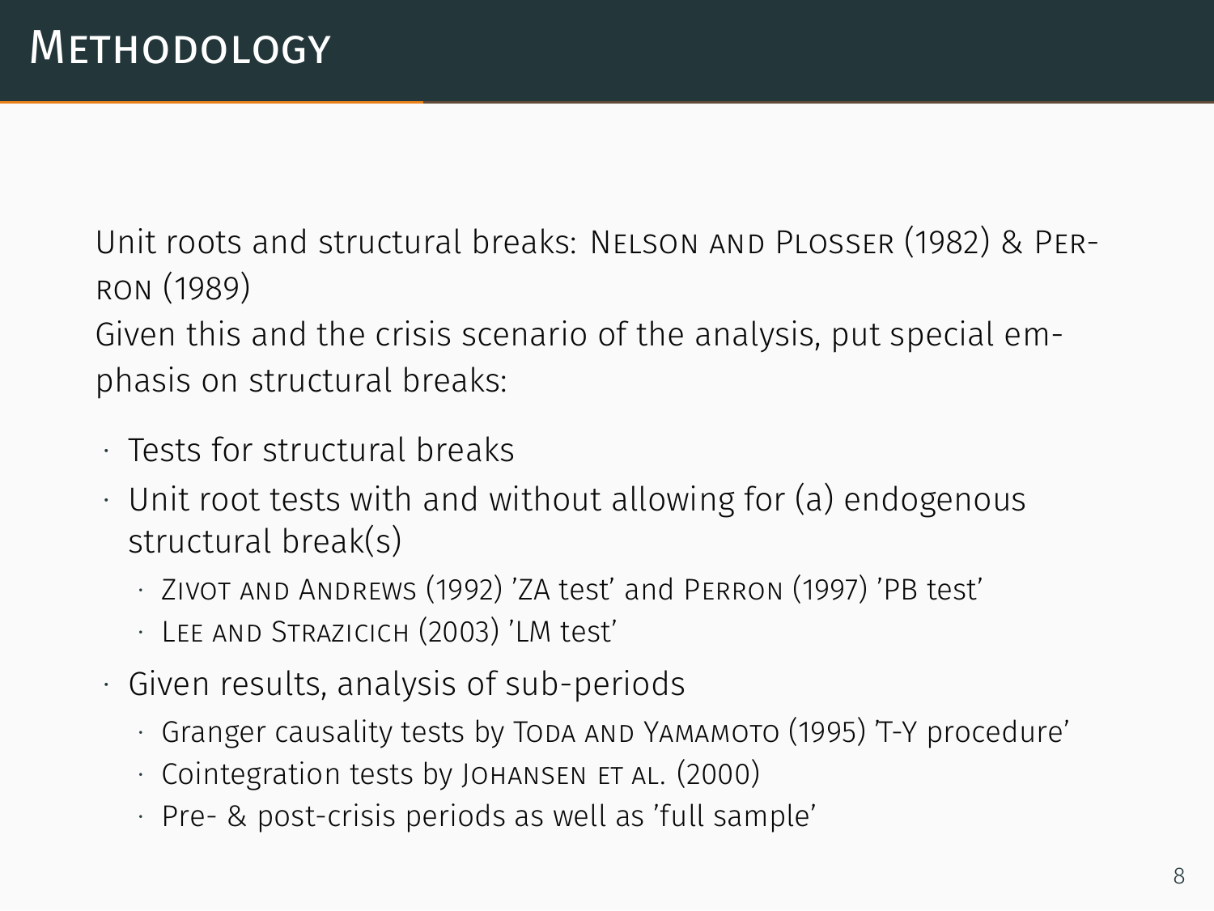# Methodology

Unit roots and structural breaks: Nelson and Plosser (1982) & Perron (1989)
Given this and the crisis scenario of the analysis, put special emphasis on structural breaks:

- Tests for structural breaks
- Unit root tests with and without allowing for (a) endogenous structural break(s)
  - Zivot and Andrews (1992) 'ZA test' and Perron (1997) 'PB test'
  - Lee and Strazicich (2003) 'LM test'
- Given results, analysis of sub-periods
  - Granger causality tests by Toda and Yamamoto (1995) 'T-Y procedure'
  - Cointegration tests by Johansen et al. (2000)
  - Pre- & post-crisis periods as well as 'full sample'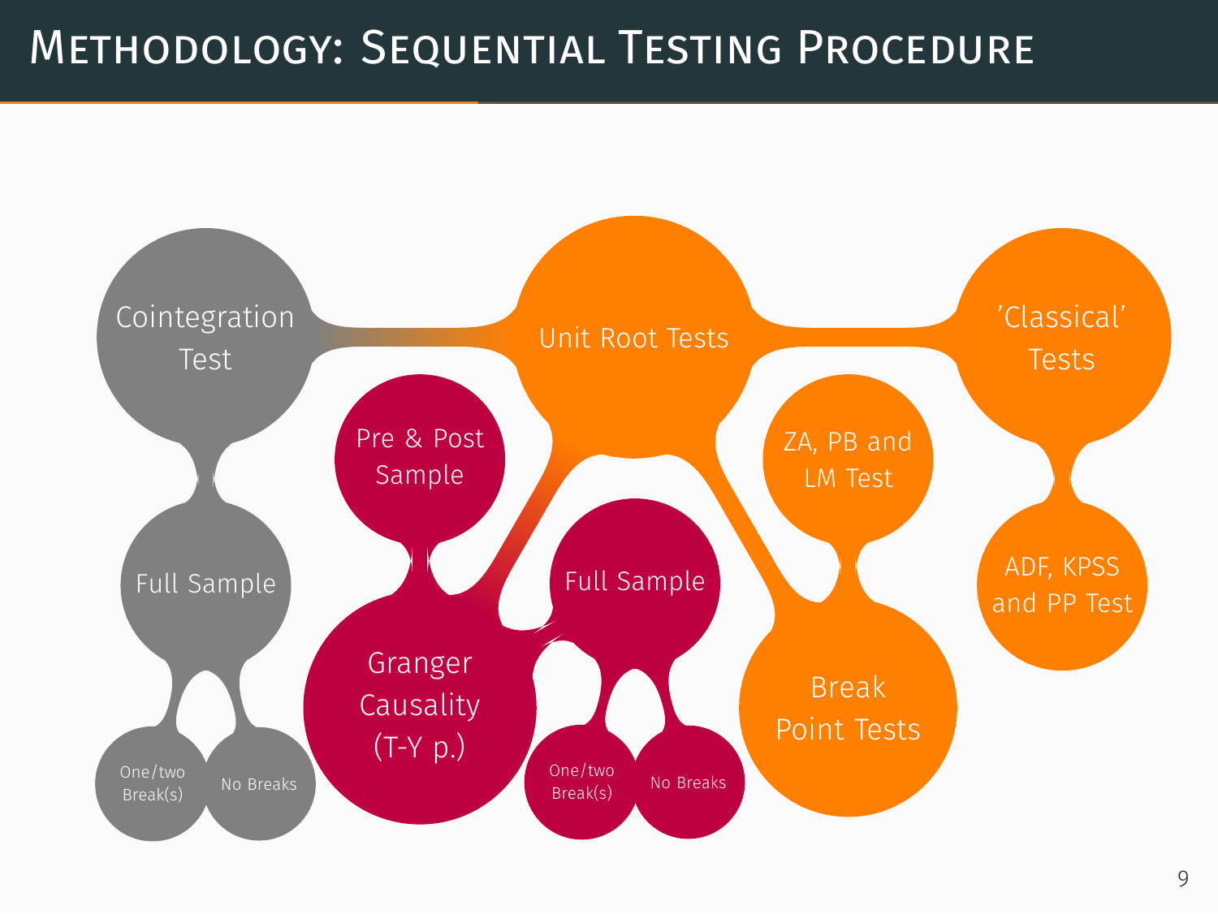# Methodology: Sequential Testing Procedure

- Unit Root Tests
  - 'Classical' Tests
    - ADF, KPSS and PP Test
  - Break Point Tests
    - ZA, PB and LM Test
- Cointegration Test
  - Full Sample
    - One/two Break(s)
    - No Breaks
- Granger Causality (T-Y p.)
  - Pre & Post Sample
  - Full Sample
    - One/two Break(s)
    - No Breaks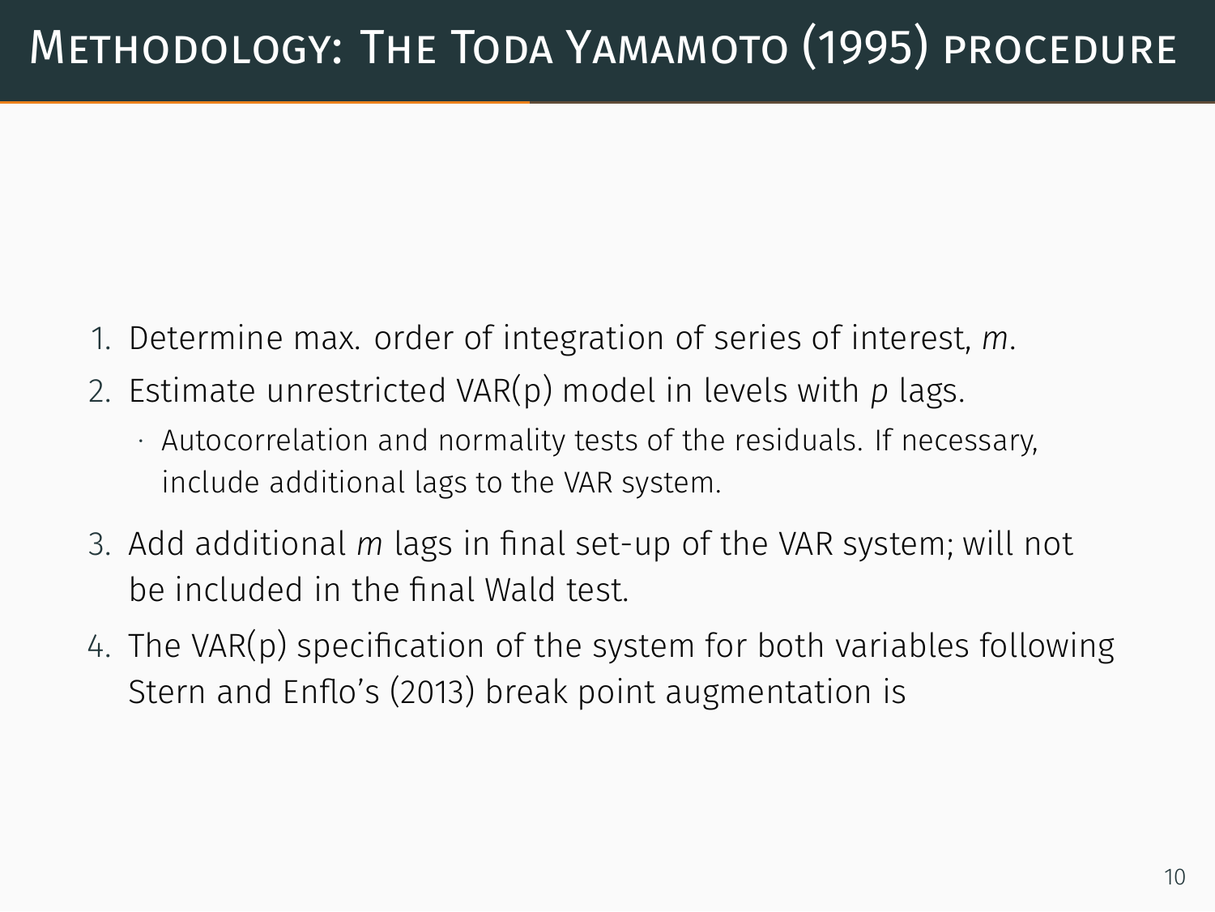# Methodology: The Toda Yamamoto (1995) procedure

1. Determine max. order of integration of series of interest, $m$.
2. Estimate unrestricted VAR(p) model in levels with $p$ lags.
   - Autocorrelation and normality tests of the residuals. If necessary, include additional lags to the VAR system.
3. Add additional $m$ lags in final set-up of the VAR system; will not be included in the final Wald test.
4. The VAR(p) specification of the system for both variables following Stern and Enflo's (2013) break point augmentation is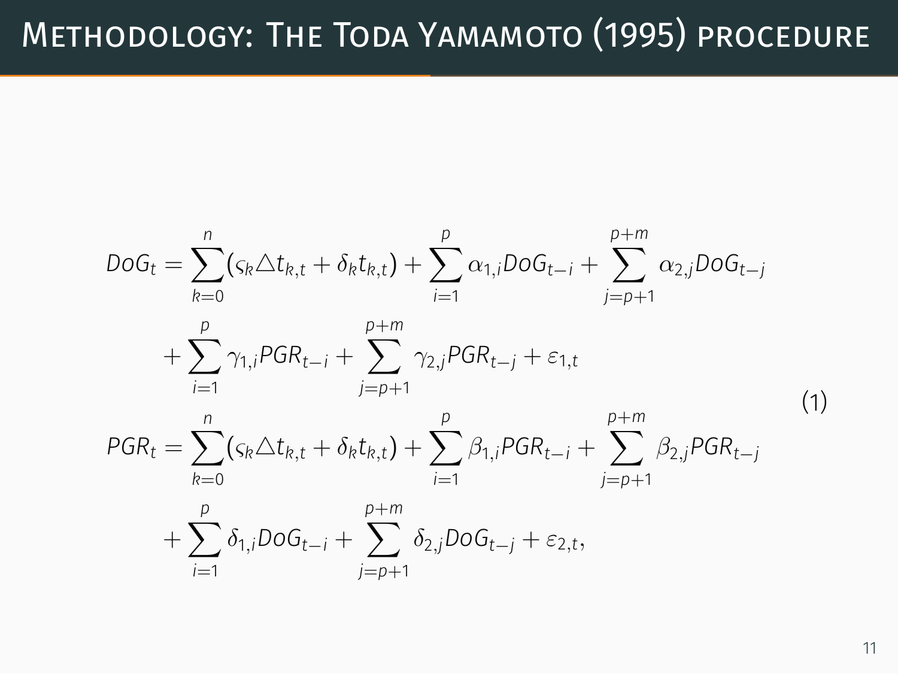# Methodology: The Toda Yamamoto (1995) procedure

$$
\begin{aligned}
DoG_t &= \sum_{k=0}^{n} (\varsigma_k \triangle t_{k,t} + \delta_k t_{k,t}) + \sum_{i=1}^{p} \alpha_{1,i} DoG_{t-i} + \sum_{j=p+1}^{p+m} \alpha_{2,j} DoG_{t-j} \\
&\quad + \sum_{i=1}^{p} \gamma_{1,i} PGR_{t-i} + \sum_{j=p+1}^{p+m} \gamma_{2,j} PGR_{t-j} + \varepsilon_{1,t} \\
PGR_t &= \sum_{k=0}^{n} (\varsigma_k \triangle t_{k,t} + \delta_k t_{k,t}) + \sum_{i=1}^{p} \beta_{1,i} PGR_{t-i} + \sum_{j=p+1}^{p+m} \beta_{2,j} PGR_{t-j} \\
&\quad + \sum_{i=1}^{p} \delta_{1,i} DoG_{t-i} + \sum_{j=p+1}^{p+m} \delta_{2,j} DoG_{t-j} + \varepsilon_{2,t},
\end{aligned}
\tag{1}
$$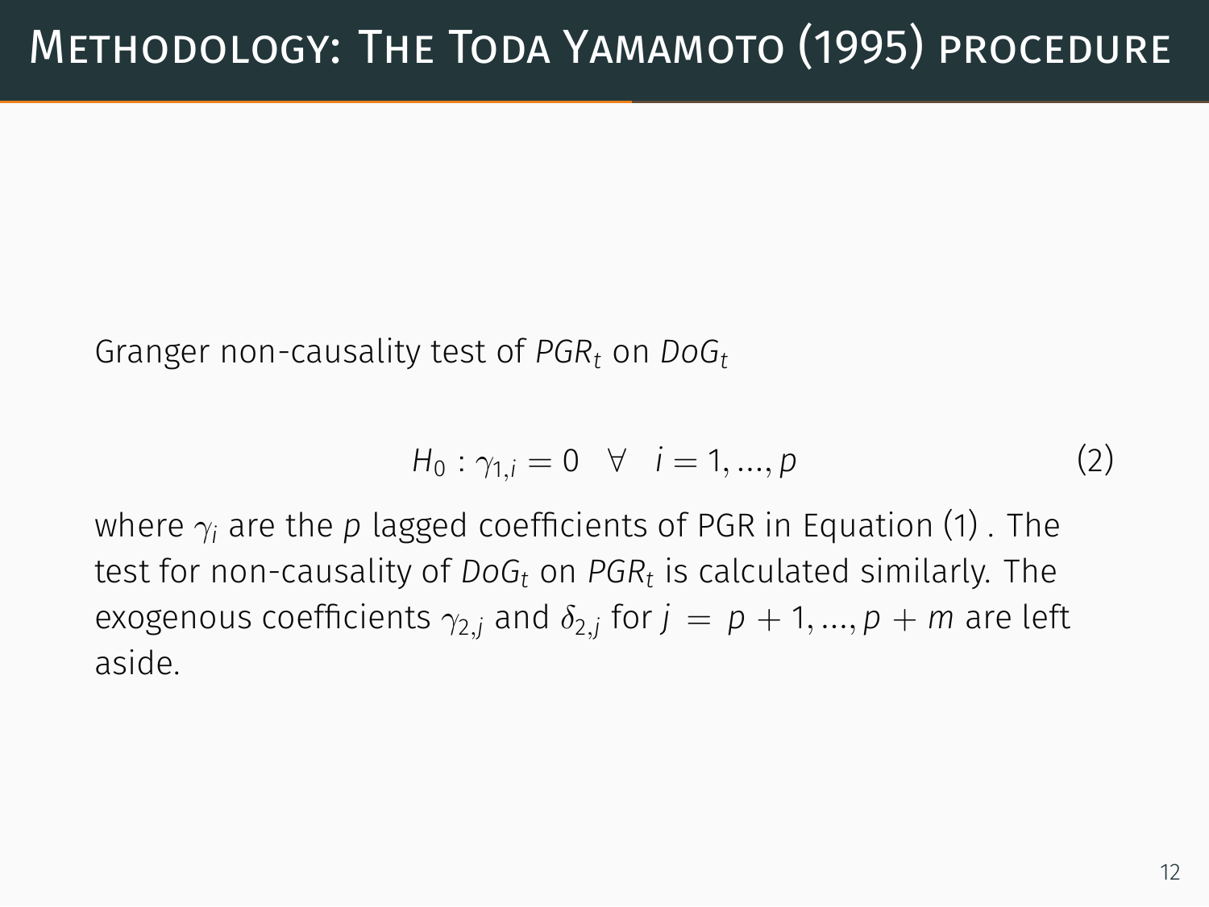# Methodology: The Toda Yamamoto (1995) procedure

Granger non-causality test of $PGR_t$ on $DoG_t$

$$H_0 : \gamma_{1,i} = 0 \quad \forall \quad i = 1, ..., p \tag{2}$$

where $\gamma_i$ are the $p$ lagged coefficients of PGR in Equation (1) . The test for non-causality of $DoG_t$ on $PGR_t$ is calculated similarly. The exogenous coefficients $\gamma_{2,j}$ and $\delta_{2,j}$ for $j = p + 1, ..., p + m$ are left aside.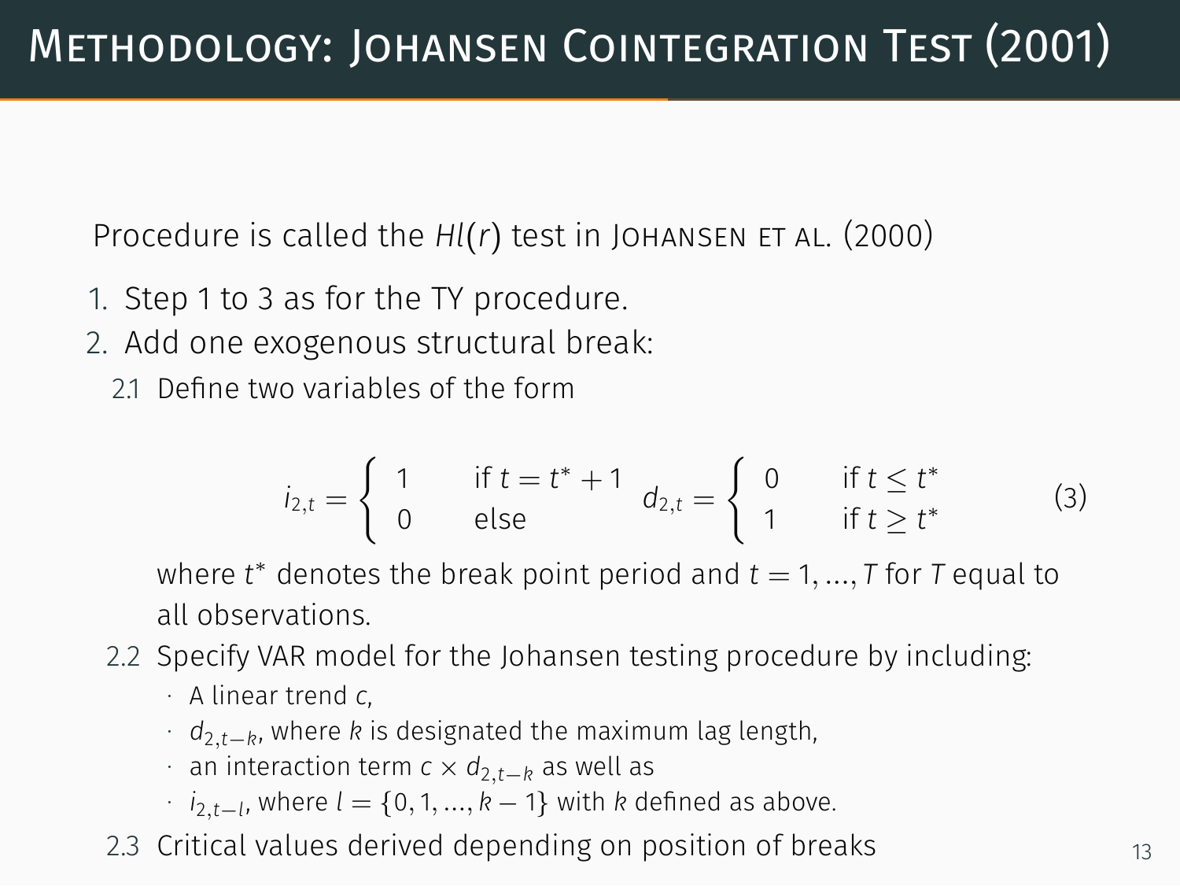# Methodology: Johansen Cointegration Test (2001)

Procedure is called the $Hl(r)$ test in Johansen et al. (2000)

1. Step 1 to 3 as for the TY procedure.
2. Add one exogenous structural break:

   2.1 Define two variables of the form

   $$i_{2,t} = \begin{cases} 1 & \text{if } t = t^* + 1 \\ 0 & \text{else} \end{cases} \quad d_{2,t} = \begin{cases} 0 & \text{if } t \leq t^* \\ 1 & \text{if } t \geq t^* \end{cases} \tag{3}$$

   where $t^*$ denotes the break point period and $t = 1, ..., T$ for $T$ equal to all observations.

   2.2 Specify VAR model for the Johansen testing procedure by including:
   - A linear trend $c$,
   - $d_{2,t-k}$, where $k$ is designated the maximum lag length,
   - an interaction term $c \times d_{2,t-k}$ as well as
   - $i_{2,t-l}$, where $l = \{0, 1, ..., k-1\}$ with $k$ defined as above.

   2.3 Critical values derived depending on position of breaks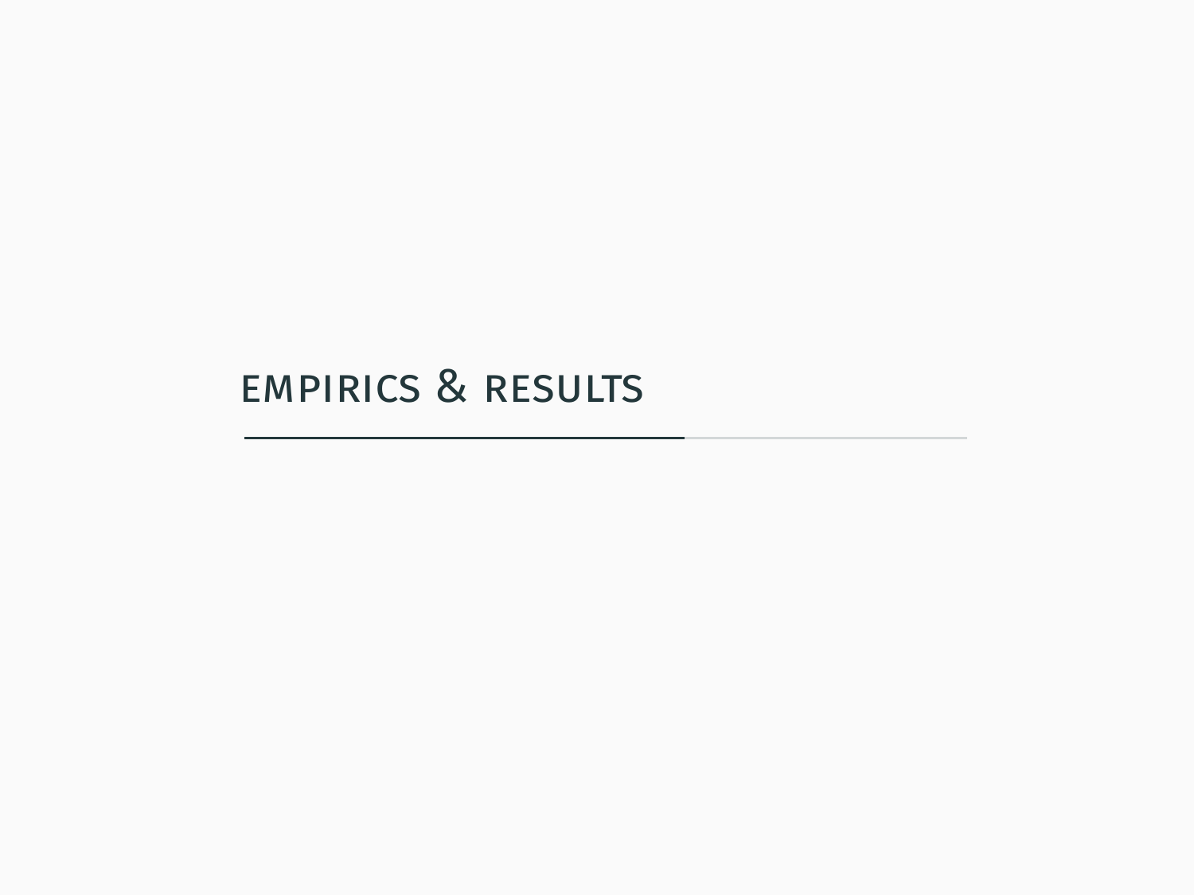# Empirics & Results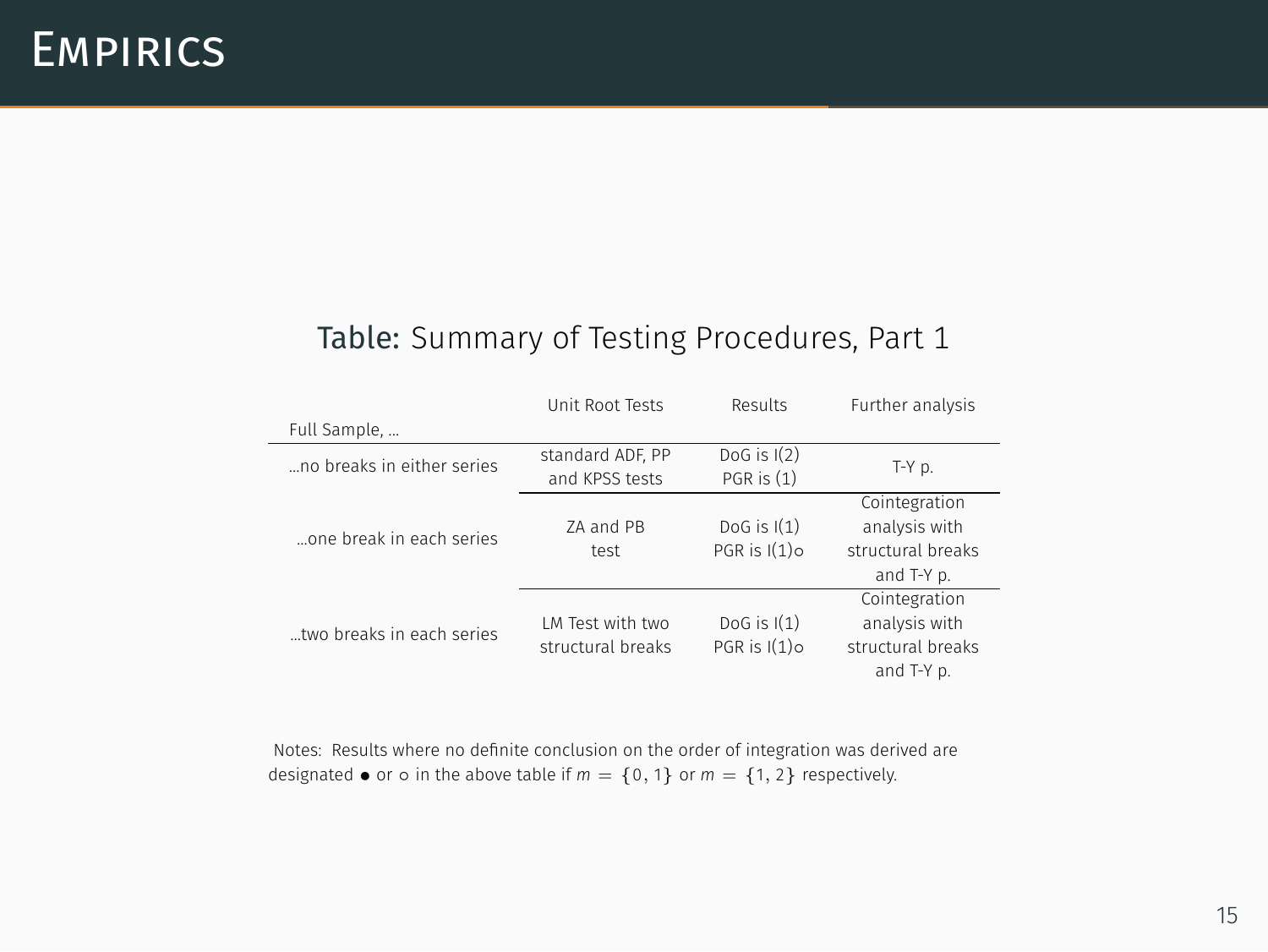# Empirics

Table: Summary of Testing Procedures, Part 1

| Full Sample, ... | Unit Root Tests | Results | Further analysis |
|---|---|---|---|
| ...no breaks in either series | standard ADF, PP and KPSS tests | DoG is I(2) PGR is (1) | T-Y p. |
| ...one break in each series | ZA and PB test | DoG is I(1) PGR is I(1)∘ | Cointegration analysis with structural breaks and T-Y p. |
| ...two breaks in each series | LM Test with two structural breaks | DoG is I(1) PGR is I(1)∘ | Cointegration analysis with structural breaks and T-Y p. |

Notes: Results where no definite conclusion on the order of integration was derived are designated $\bullet$ or $\circ$ in the above table if $m = \{0, 1\}$ or $m = \{1, 2\}$ respectively.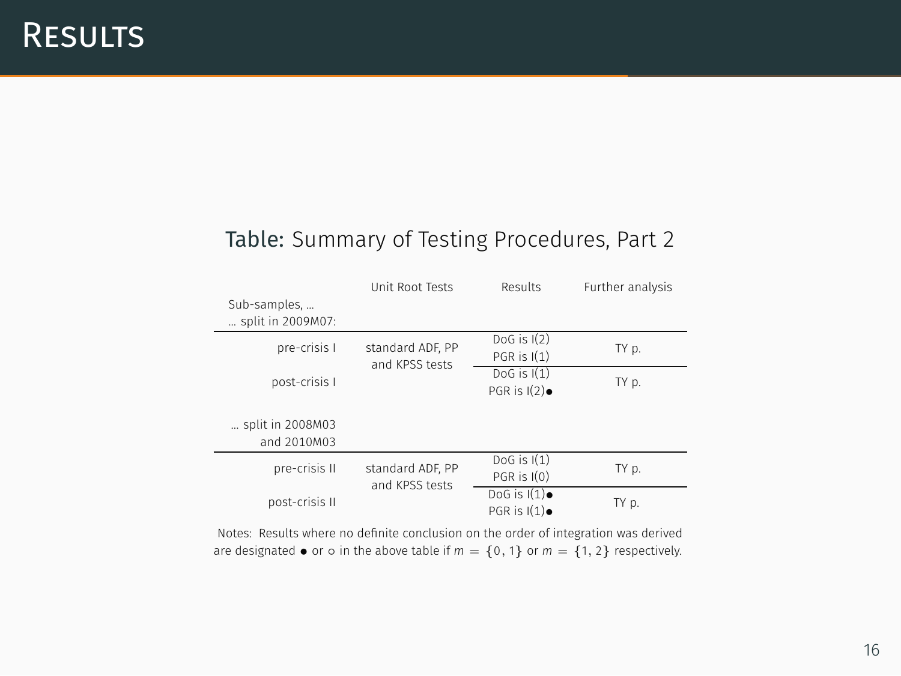# Results

Table: Summary of Testing Procedures, Part 2

| Sub-samples, … … split in 2009M07: | Unit Root Tests | Results | Further analysis |
|---|---|---|---|
| pre-crisis I | standard ADF, PP and KPSS tests | DoG is I(2) PGR is I(1) | TY p. |
| post-crisis I | | DoG is I(1) PGR is I(2)● | TY p. |
| … split in 2008M03 and 2010M03 | | | |
| pre-crisis II | standard ADF, PP and KPSS tests | DoG is I(1) PGR is I(0) | TY p. |
| post-crisis II | | DoG is I(1)● PGR is I(1)● | TY p. |

Notes: Results where no definite conclusion on the order of integration was derived are designated ● or ○ in the above table if $m = \{0, 1\}$ or $m = \{1, 2\}$ respectively.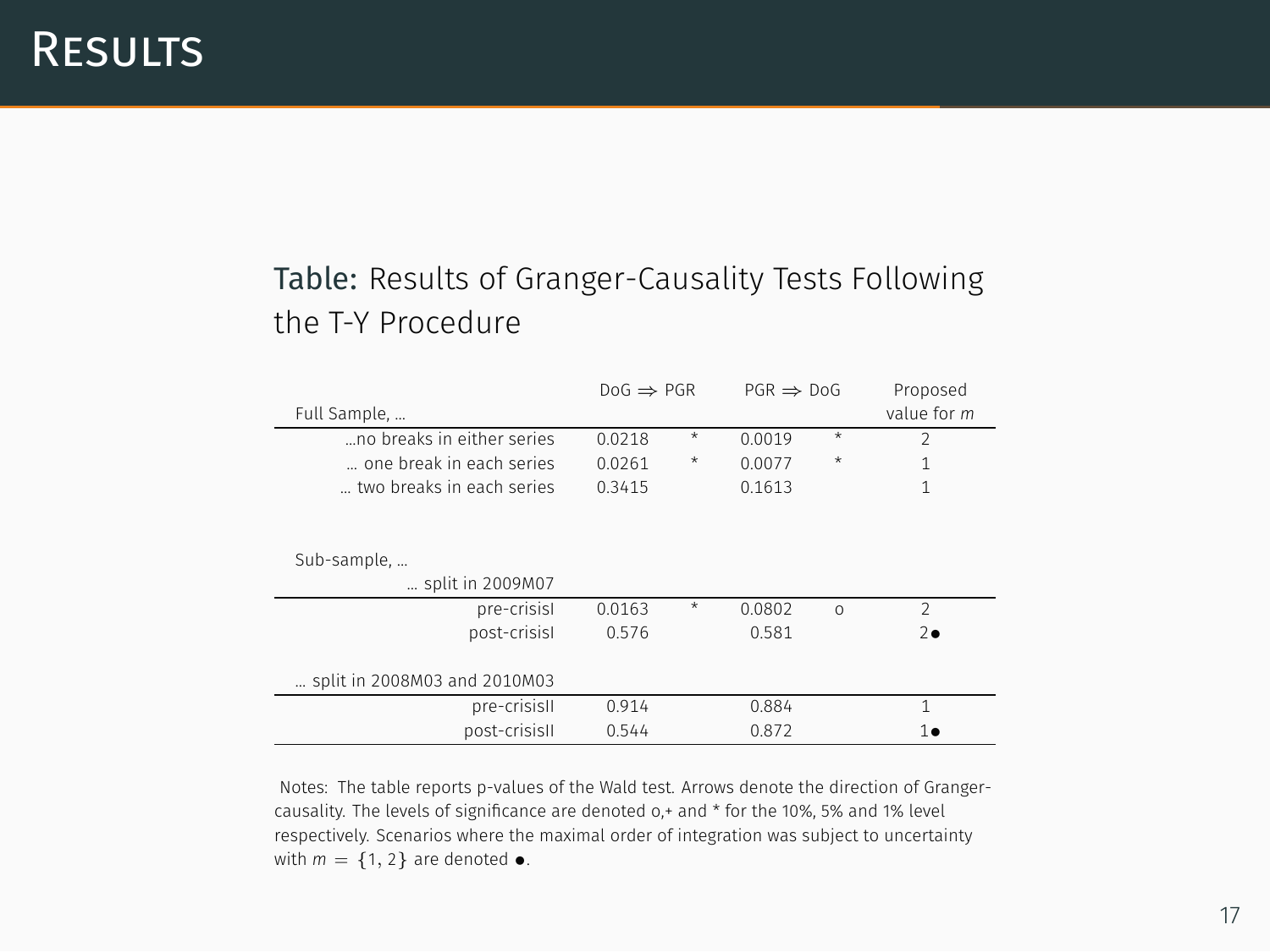# Results

Table: Results of Granger-Causality Tests Following the T-Y Procedure

| Full Sample, ... | DoG $\Rightarrow$ PGR | | PGR $\Rightarrow$ DoG | | Proposed value for $m$ |
|---|---|---|---|---|---|
| ...no breaks in either series | 0.0218 | * | 0.0019 | * | 2 |
| ... one break in each series | 0.0261 | * | 0.0077 | * | 1 |
| ... two breaks in each series | 0.3415 | | 0.1613 | | 1 |
| Sub-sample, ... | | | | | |
| ... split in 2009M07 | | | | | |
| pre-crisisI | 0.0163 | * | 0.0802 | o | 2 |
| post-crisisI | 0.576 | | 0.581 | | 2● |
| ... split in 2008M03 and 2010M03 | | | | | |
| pre-crisisII | 0.914 | | 0.884 | | 1 |
| post-crisisII | 0.544 | | 0.872 | | 1● |

Notes: The table reports p-values of the Wald test. Arrows denote the direction of Granger-causality. The levels of significance are denoted o,+ and * for the 10%, 5% and 1% level respectively. Scenarios where the maximal order of integration was subject to uncertainty with $m = \{1, 2\}$ are denoted ●.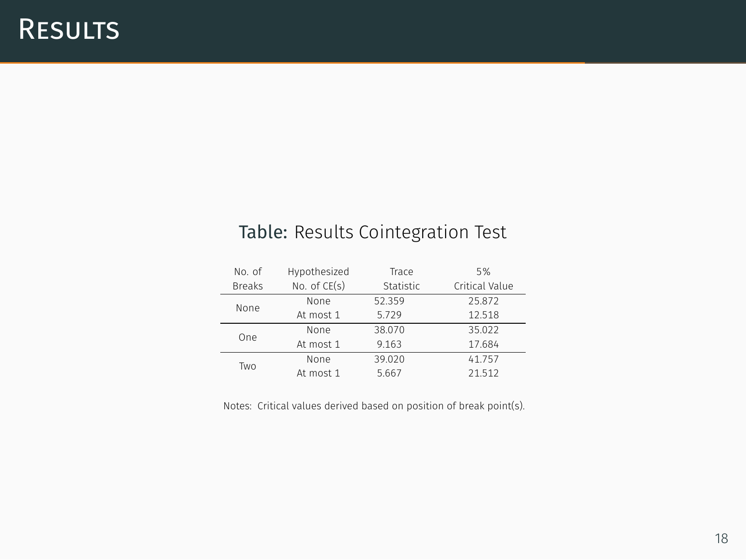# Results

Table: Results Cointegration Test

| No. of Breaks | Hypothesized No. of CE(s) | Trace Statistic | 5% Critical Value |
|---|---|---|---|
| None | None | 52.359 | 25.872 |
| | At most 1 | 5.729 | 12.518 |
| One | None | 38.070 | 35.022 |
| | At most 1 | 9.163 | 17.684 |
| Two | None | 39.020 | 41.757 |
| | At most 1 | 5.667 | 21.512 |

Notes: Critical values derived based on position of break point(s).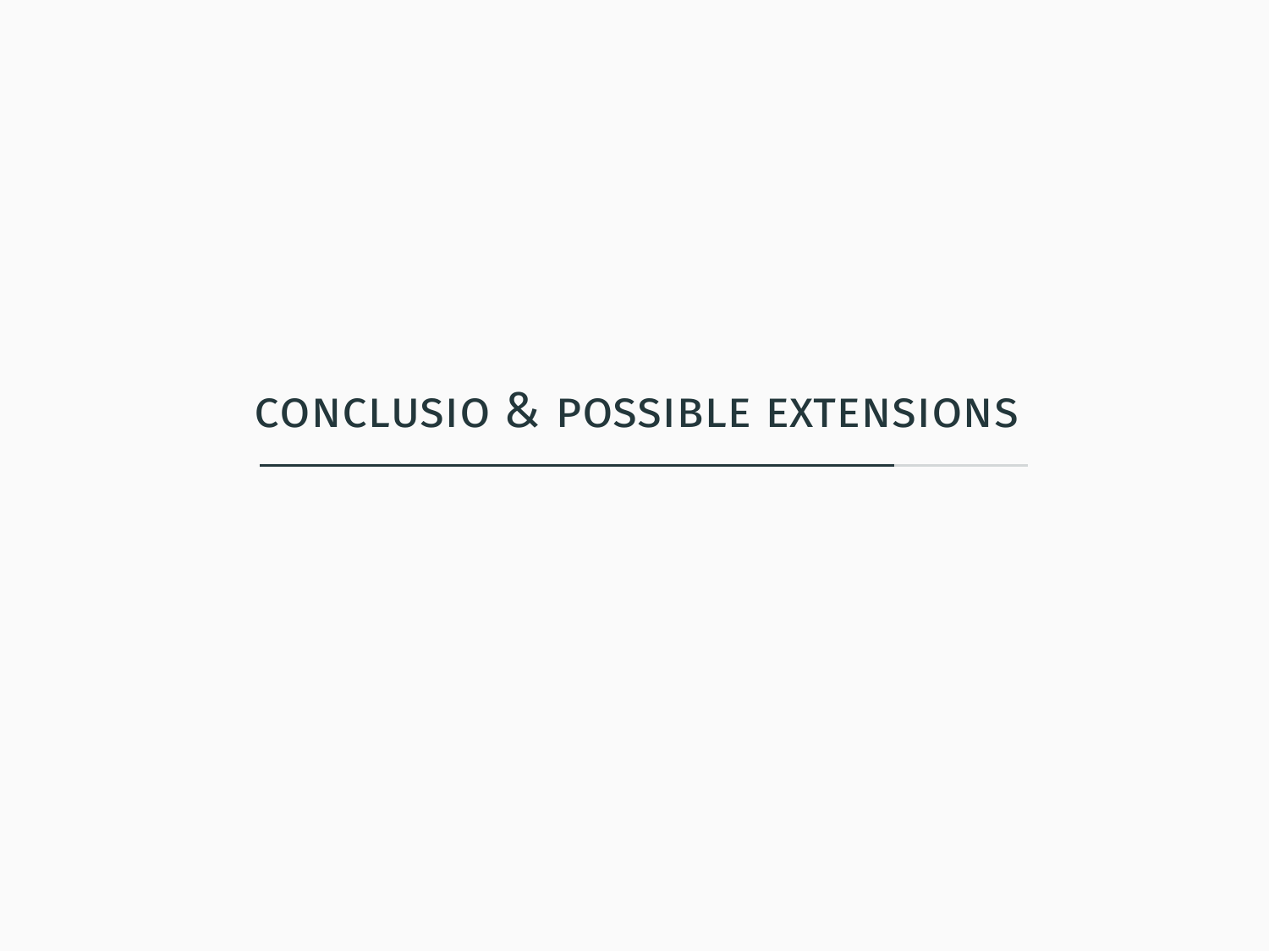# conclusio & possible extensions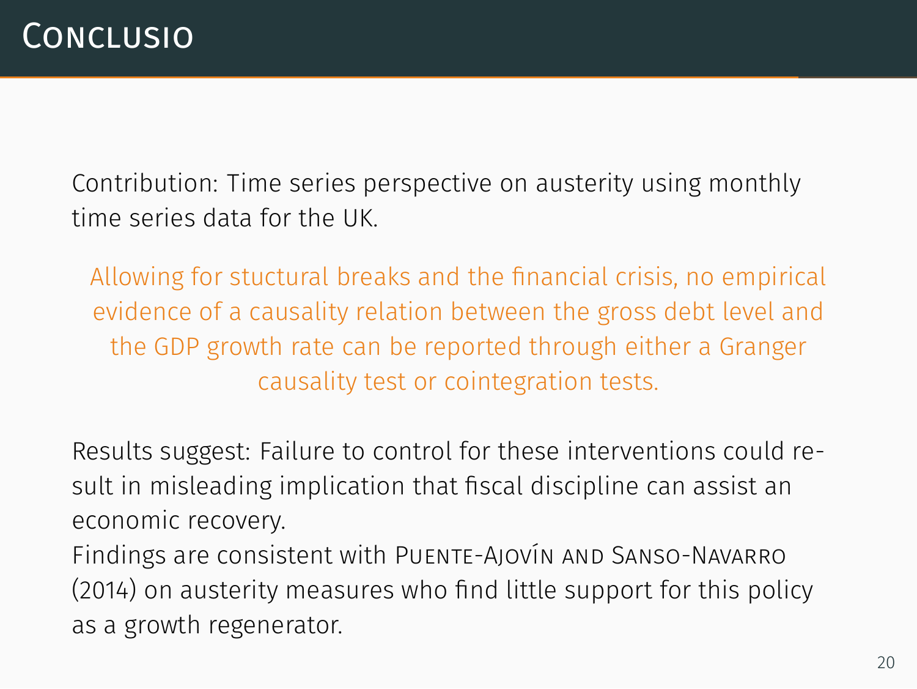# Conclusio

Contribution: Time series perspective on austerity using monthly time series data for the UK.

Allowing for stuctural breaks and the financial crisis, no empirical evidence of a causality relation between the gross debt level and the GDP growth rate can be reported through either a Granger causality test or cointegration tests.

Results suggest: Failure to control for these interventions could result in misleading implication that fiscal discipline can assist an economic recovery.

Findings are consistent with Puente-Ajovín and Sanso-Navarro (2014) on austerity measures who find little support for this policy as a growth regenerator.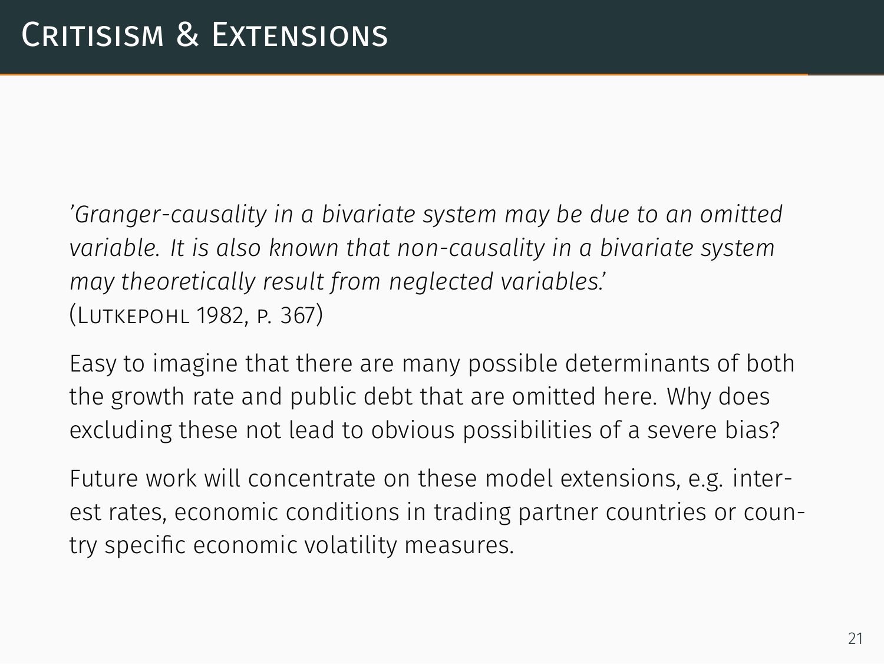# Critisism & Extensions

*'Granger-causality in a bivariate system may be due to an omitted variable. It is also known that non-causality in a bivariate system may theoretically result from neglected variables.'*
(Lutkepohl 1982, p. 367)

Easy to imagine that there are many possible determinants of both the growth rate and public debt that are omitted here. Why does excluding these not lead to obvious possibilities of a severe bias?

Future work will concentrate on these model extensions, e.g. interest rates, economic conditions in trading partner countries or country specific economic volatility measures.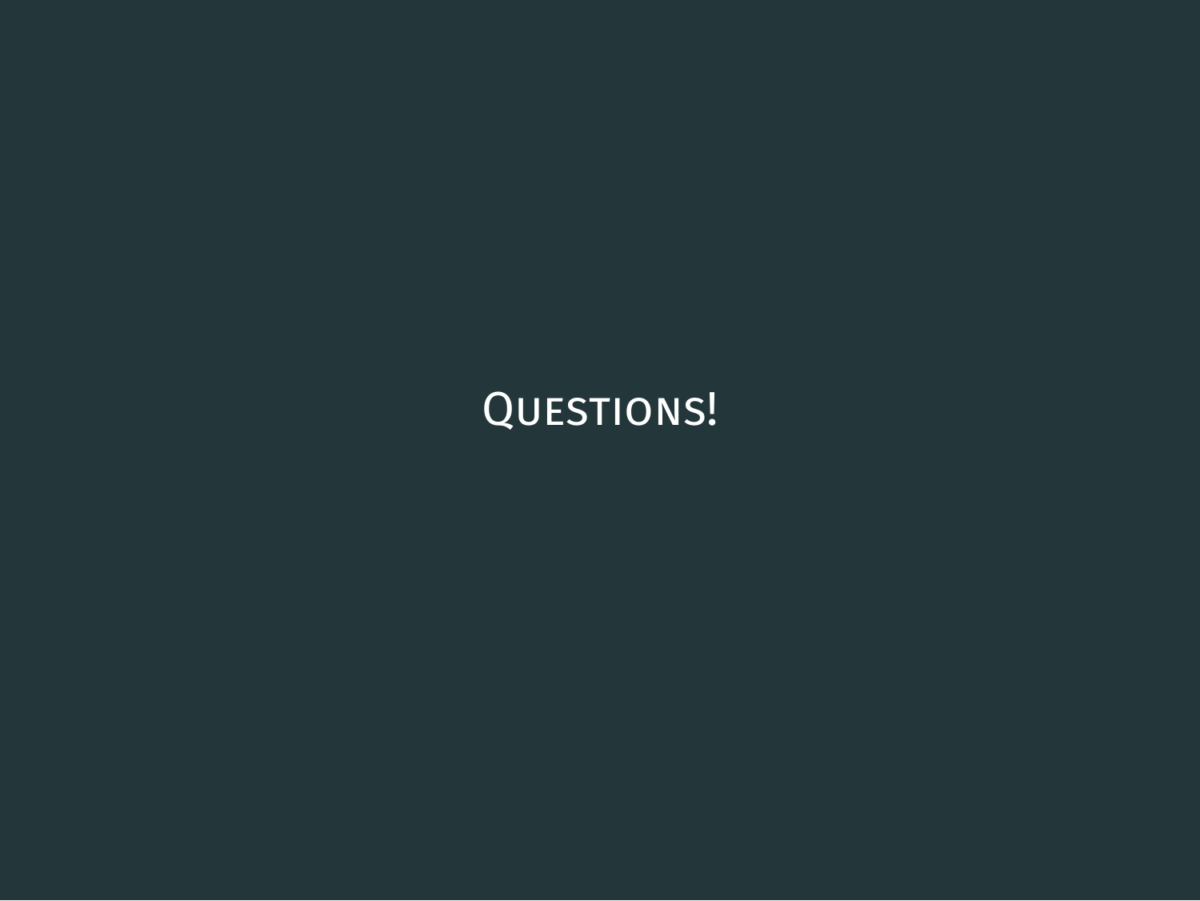# Questions!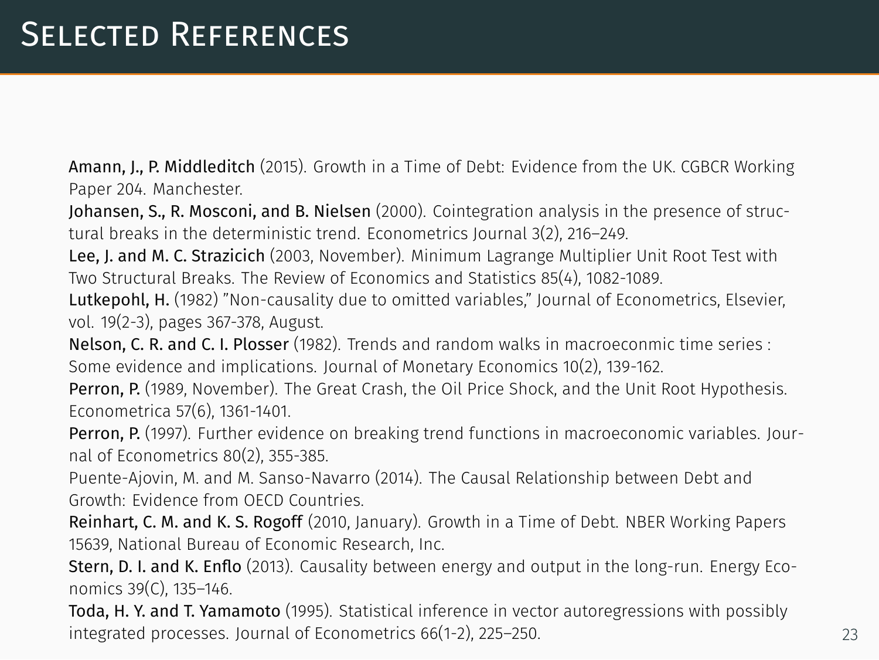# Selected References

**Amann, J., P. Middleditch** (2015). Growth in a Time of Debt: Evidence from the UK. CGBCR Working Paper 204. Manchester.

**Johansen, S., R. Mosconi, and B. Nielsen** (2000). Cointegration analysis in the presence of structural breaks in the deterministic trend. Econometrics Journal 3(2), 216–249.

**Lee, J. and M. C. Strazicich** (2003, November). Minimum Lagrange Multiplier Unit Root Test with Two Structural Breaks. The Review of Economics and Statistics 85(4), 1082-1089.

**Lutkepohl, H.** (1982) "Non-causality due to omitted variables," Journal of Econometrics, Elsevier, vol. 19(2-3), pages 367-378, August.

**Nelson, C. R. and C. I. Plosser** (1982). Trends and random walks in macroeconmic time series : Some evidence and implications. Journal of Monetary Economics 10(2), 139-162.

**Perron, P.** (1989, November). The Great Crash, the Oil Price Shock, and the Unit Root Hypothesis. Econometrica 57(6), 1361-1401.

**Perron, P.** (1997). Further evidence on breaking trend functions in macroeconomic variables. Journal of Econometrics 80(2), 355-385.

Puente-Ajovin, M. and M. Sanso-Navarro (2014). The Causal Relationship between Debt and Growth: Evidence from OECD Countries.

**Reinhart, C. M. and K. S. Rogoff** (2010, January). Growth in a Time of Debt. NBER Working Papers 15639, National Bureau of Economic Research, Inc.

**Stern, D. I. and K. Enflo** (2013). Causality between energy and output in the long-run. Energy Economics 39(C), 135–146.

**Toda, H. Y. and T. Yamamoto** (1995). Statistical inference in vector autoregressions with possibly integrated processes. Journal of Econometrics 66(1-2), 225–250.